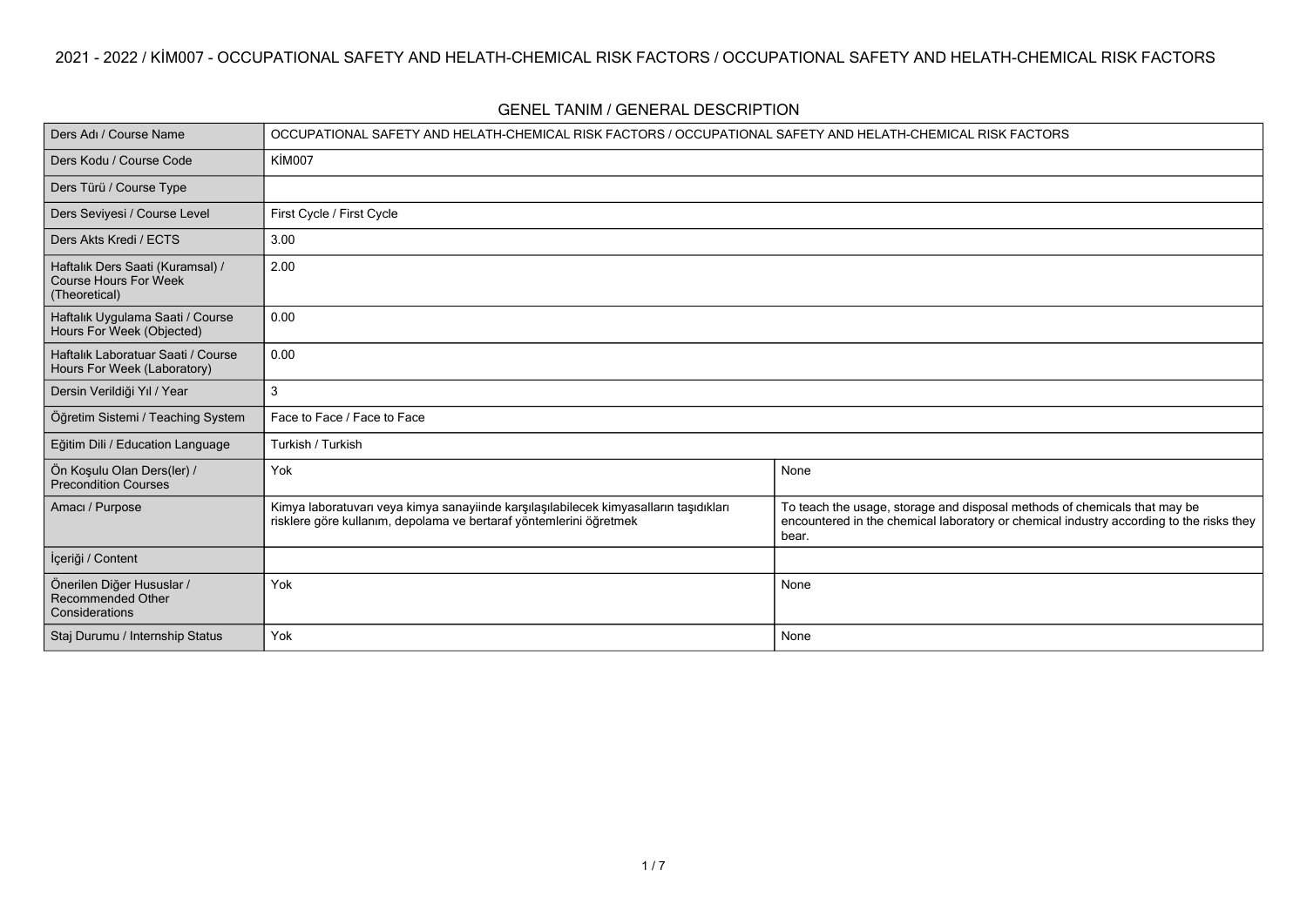# 2021 - 2022 / KİM007 - OCCUPATIONAL SAFETY AND HELATH-CHEMICAL RISK FACTORS / OCCUPATIONAL SAFETY AND HELATH-CHEMICAL RISK FACTORS

## GENEL TANIM / GENERAL DESCRIPTION

| | | |
|---|---|---|
| Ders Adı / Course Name | OCCUPATIONAL SAFETY AND HELATH-CHEMICAL RISK FACTORS / OCCUPATIONAL SAFETY AND HELATH-CHEMICAL RISK FACTORS | |
| Ders Kodu / Course Code | KİM007 | |
| Ders Türü / Course Type | | |
| Ders Seviyesi / Course Level | First Cycle / First Cycle | |
| Ders Akts Kredi / ECTS | 3.00 | |
| Haftalık Ders Saati (Kuramsal) / Course Hours For Week (Theoretical) | 2.00 | |
| Haftalık Uygulama Saati / Course Hours For Week (Objected) | 0.00 | |
| Haftalık Laboratuar Saati / Course Hours For Week (Laboratory) | 0.00 | |
| Dersin Verildiği Yıl / Year | 3 | |
| Öğretim Sistemi / Teaching System | Face to Face / Face to Face | |
| Eğitim Dili / Education Language | Turkish / Turkish | |
| Ön Koşulu Olan Ders(ler) / Precondition Courses | Yok | None |
| Amacı / Purpose | Kimya laboratuvarı veya kimya sanayiinde karşılaşılabilecek kimyasalların taşıdıkları risklere göre kullanım, depolama ve bertaraf yöntemlerini öğretmek | To teach the usage, storage and disposal methods of chemicals that may be encountered in the chemical laboratory or chemical industry according to the risks they bear. |
| İçeriği / Content | | |
| Önerilen Diğer Hususlar / Recommended Other Considerations | Yok | None |
| Staj Durumu / Internship Status | Yok | None |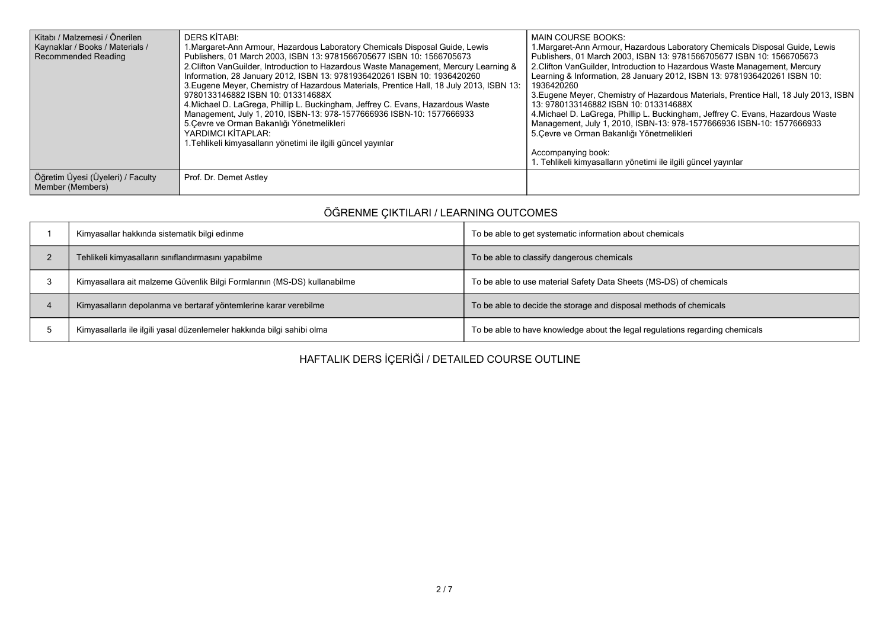| Kitabı / Malzemesi / Önerilen Kaynaklar / Books / Materials / Recommended Reading | DERS KİTABI:<br>1.Margaret-Ann Armour, Hazardous Laboratory Chemicals Disposal Guide, Lewis Publishers, 01 March 2003, ISBN 13: 9781566705677 ISBN 10: 1566705673<br>2.Clifton VanGuilder, Introduction to Hazardous Waste Management, Mercury Learning & Information, 28 January 2012, ISBN 13: 9781936420261 ISBN 10: 1936420260<br>3.Eugene Meyer, Chemistry of Hazardous Materials, Prentice Hall, 18 July 2013, ISBN 13: 9780133146882 ISBN 10: 013314688X<br>4.Michael D. LaGrega, Phillip L. Buckingham, Jeffrey C. Evans, Hazardous Waste Management, July 1, 2010, ISBN-13: 978-1577666936 ISBN-10: 1577666933<br>5.Çevre ve Orman Bakanlığı Yönetmelikleri<br>YARDIMCI KİTAPLAR:<br>1.Tehlikeli kimyasalların yönetimi ile ilgili güncel yayınlar | MAIN COURSE BOOKS:<br>1.Margaret-Ann Armour, Hazardous Laboratory Chemicals Disposal Guide, Lewis Publishers, 01 March 2003, ISBN 13: 9781566705677 ISBN 10: 1566705673<br>2.Clifton VanGuilder, Introduction to Hazardous Waste Management, Mercury Learning & Information, 28 January 2012, ISBN 13: 9781936420261 ISBN 10: 1936420260<br>3.Eugene Meyer, Chemistry of Hazardous Materials, Prentice Hall, 18 July 2013, ISBN 13: 9780133146882 ISBN 10: 013314688X<br>4.Michael D. LaGrega, Phillip L. Buckingham, Jeffrey C. Evans, Hazardous Waste Management, July 1, 2010, ISBN-13: 978-1577666936 ISBN-10: 1577666933<br>5.Çevre ve Orman Bakanlığı Yönetmelikleri<br><br>Accompanying book:<br>1. Tehlikeli kimyasalların yönetimi ile ilgili güncel yayınlar |
|---|---|---|
| Öğretim Üyesi (Üyeleri) / Faculty Member (Members) | Prof. Dr. Demet Astley | |

## ÖĞRENME ÇIKTILARI / LEARNING OUTCOMES

| | | |
|---|---|---|
| 1 | Kimyasallar hakkında sistematik bilgi edinme | To be able to get systematic information about chemicals |
| 2 | Tehlikeli kimyasalların sınıflandırmasını yapabilme | To be able to classify dangerous chemicals |
| 3 | Kimyasallara ait malzeme Güvenlik Bilgi Formlarının (MS-DS) kullanabilme | To be able to use material Safety Data Sheets (MS-DS) of chemicals |
| 4 | Kimyasalların depolanma ve bertaraf yöntemlerine karar verebilme | To be able to decide the storage and disposal methods of chemicals |
| 5 | Kimyasallarla ile ilgili yasal düzenlemeler hakkında bilgi sahibi olma | To be able to have knowledge about the legal regulations regarding chemicals |

## HAFTALIK DERS İÇERİĞİ / DETAILED COURSE OUTLINE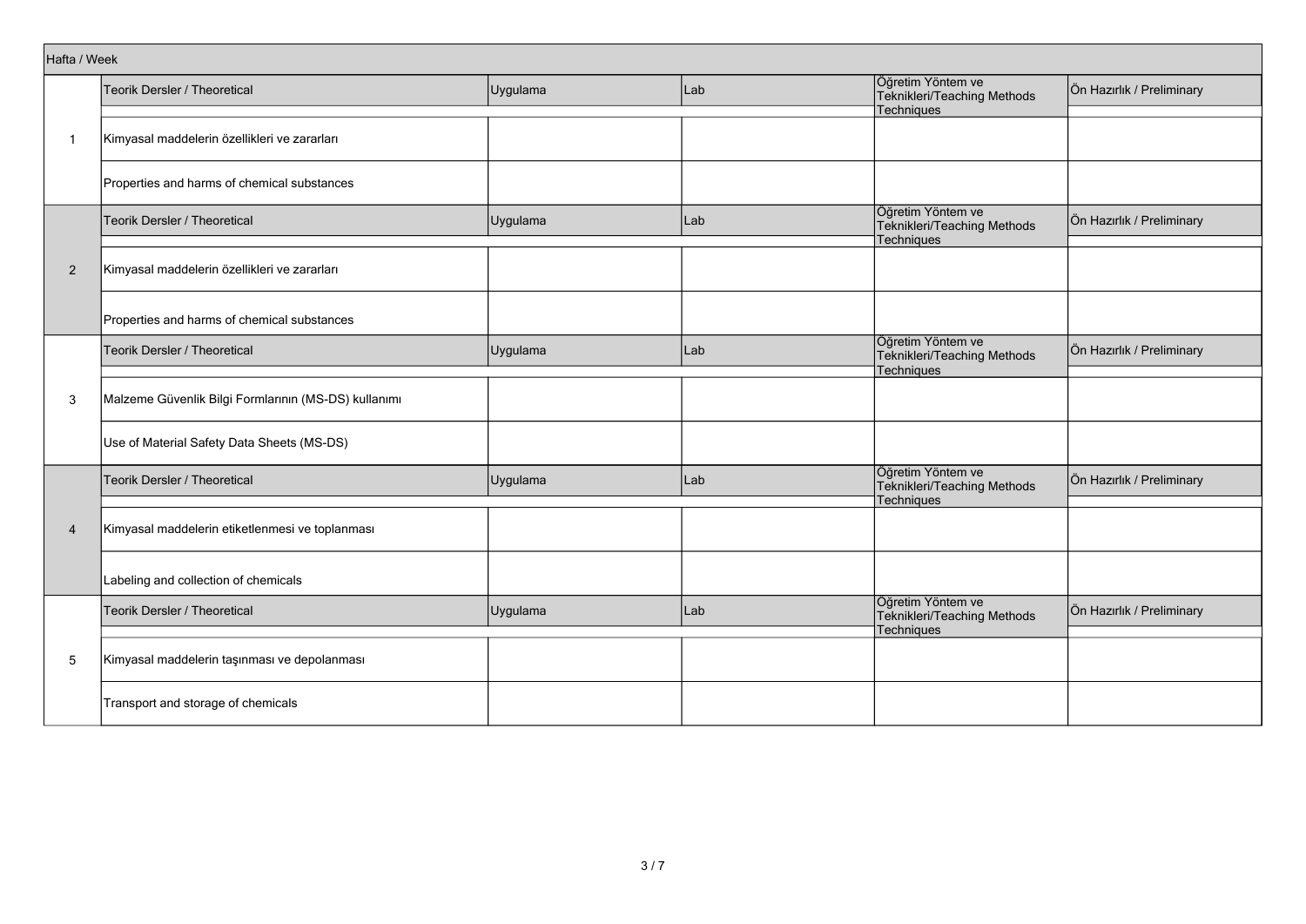| Hafta / Week | Teorik Dersler / Theoretical | Uygulama | Lab | Öğretim Yöntem ve Teknikleri/Teaching Methods Techniques | Ön Hazırlık / Preliminary |
|---|---|---|---|---|---|
| 1 | Kimyasal maddelerin özellikleri ve zararları | | | | |
| | Properties and harms of chemical substances | | | | |
| | **Teorik Dersler / Theoretical** | **Uygulama** | **Lab** | **Öğretim Yöntem ve Teknikleri/Teaching Methods Techniques** | **Ön Hazırlık / Preliminary** |
| 2 | Kimyasal maddelerin özellikleri ve zararları | | | | |
| | Properties and harms of chemical substances | | | | |
| | **Teorik Dersler / Theoretical** | **Uygulama** | **Lab** | **Öğretim Yöntem ve Teknikleri/Teaching Methods Techniques** | **Ön Hazırlık / Preliminary** |
| 3 | Malzeme Güvenlik Bilgi Formlarının (MS-DS) kullanımı | | | | |
| | Use of Material Safety Data Sheets (MS-DS) | | | | |
| | **Teorik Dersler / Theoretical** | **Uygulama** | **Lab** | **Öğretim Yöntem ve Teknikleri/Teaching Methods Techniques** | **Ön Hazırlık / Preliminary** |
| 4 | Kimyasal maddelerin etiketlenmesi ve toplanması | | | | |
| | Labeling and collection of chemicals | | | | |
| | **Teorik Dersler / Theoretical** | **Uygulama** | **Lab** | **Öğretim Yöntem ve Teknikleri/Teaching Methods Techniques** | **Ön Hazırlık / Preliminary** |
| 5 | Kimyasal maddelerin taşınması ve depolanması | | | | |
| | Transport and storage of chemicals | | | | |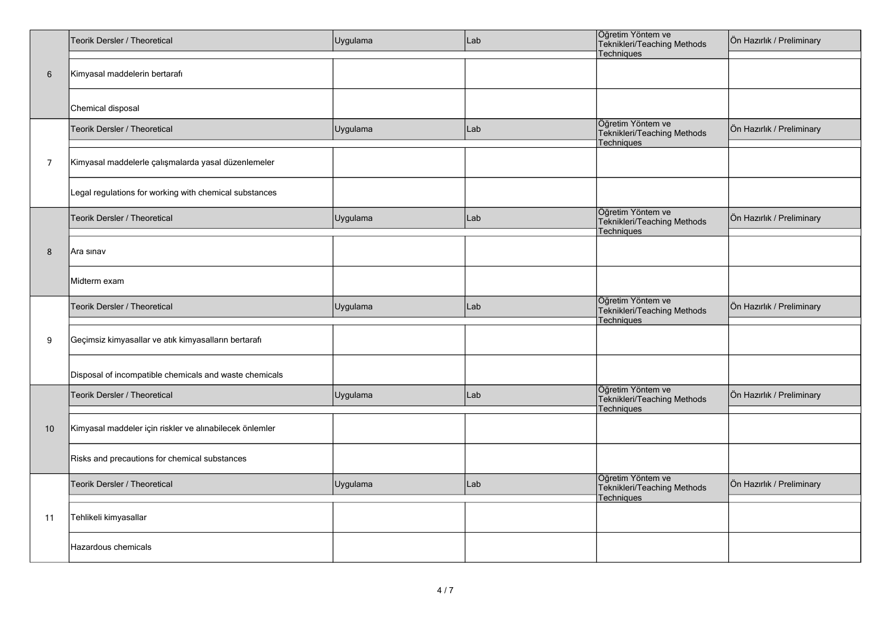| | Teorik Dersler / Theoretical | Uygulama | Lab | Öğretim Yöntem ve Teknikleri/Teaching Methods Techniques | Ön Hazırlık / Preliminary |
|---|---|---|---|---|---|
| 6 | Kimyasal maddelerin bertarafı | | | | |
| | Chemical disposal | | | | |
| | Teorik Dersler / Theoretical | Uygulama | Lab | Öğretim Yöntem ve Teknikleri/Teaching Methods Techniques | Ön Hazırlık / Preliminary |
| 7 | Kimyasal maddelerle çalışmalarda yasal düzenlemeler | | | | |
| | Legal regulations for working with chemical substances | | | | |
| | Teorik Dersler / Theoretical | Uygulama | Lab | Öğretim Yöntem ve Teknikleri/Teaching Methods Techniques | Ön Hazırlık / Preliminary |
| 8 | Ara sınav | | | | |
| | Midterm exam | | | | |
| | Teorik Dersler / Theoretical | Uygulama | Lab | Öğretim Yöntem ve Teknikleri/Teaching Methods Techniques | Ön Hazırlık / Preliminary |
| 9 | Geçimsiz kimyasallar ve atık kimyasalların bertarafı | | | | |
| | Disposal of incompatible chemicals and waste chemicals | | | | |
| | Teorik Dersler / Theoretical | Uygulama | Lab | Öğretim Yöntem ve Teknikleri/Teaching Methods Techniques | Ön Hazırlık / Preliminary |
| 10 | Kimyasal maddeler için riskler ve alınabilecek önlemler | | | | |
| | Risks and precautions for chemical substances | | | | |
| | Teorik Dersler / Theoretical | Uygulama | Lab | Öğretim Yöntem ve Teknikleri/Teaching Methods Techniques | Ön Hazırlık / Preliminary |
| 11 | Tehlikeli kimyasallar | | | | |
| | Hazardous chemicals | | | | |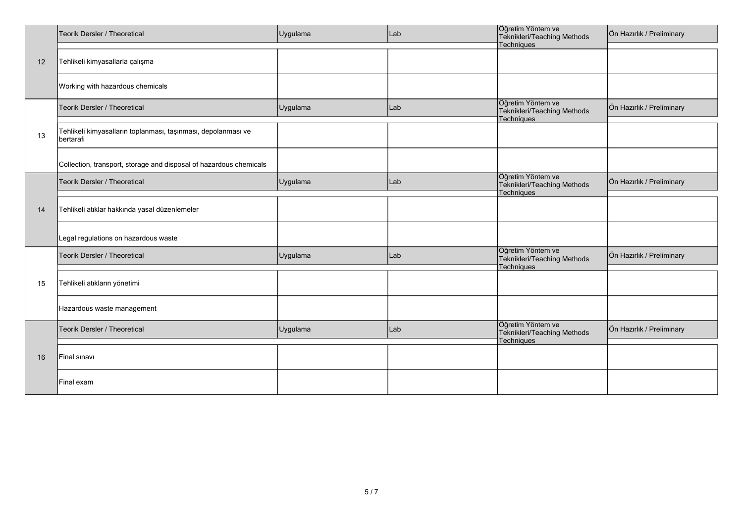| | Teorik Dersler / Theoretical | Uygulama | Lab | Öğretim Yöntem ve Teknikleri/Teaching Methods Techniques | Ön Hazırlık / Preliminary |
|---|---|---|---|---|---|
| 12 | Tehlikeli kimyasallarla çalışma | | | | |
| | Working with hazardous chemicals | | | | |
| | Teorik Dersler / Theoretical | Uygulama | Lab | Öğretim Yöntem ve Teknikleri/Teaching Methods Techniques | Ön Hazırlık / Preliminary |
| 13 | Tehlikeli kimyasalların toplanması, taşınması, depolanması ve bertarafı | | | | |
| | Collection, transport, storage and disposal of hazardous chemicals | | | | |
| | Teorik Dersler / Theoretical | Uygulama | Lab | Öğretim Yöntem ve Teknikleri/Teaching Methods Techniques | Ön Hazırlık / Preliminary |
| 14 | Tehlikeli atıklar hakkında yasal düzenlemeler | | | | |
| | Legal regulations on hazardous waste | | | | |
| | Teorik Dersler / Theoretical | Uygulama | Lab | Öğretim Yöntem ve Teknikleri/Teaching Methods Techniques | Ön Hazırlık / Preliminary |
| 15 | Tehlikeli atıkların yönetimi | | | | |
| | Hazardous waste management | | | | |
| | Teorik Dersler / Theoretical | Uygulama | Lab | Öğretim Yöntem ve Teknikleri/Teaching Methods Techniques | Ön Hazırlık / Preliminary |
| 16 | Final sınavı | | | | |
| | Final exam | | | | |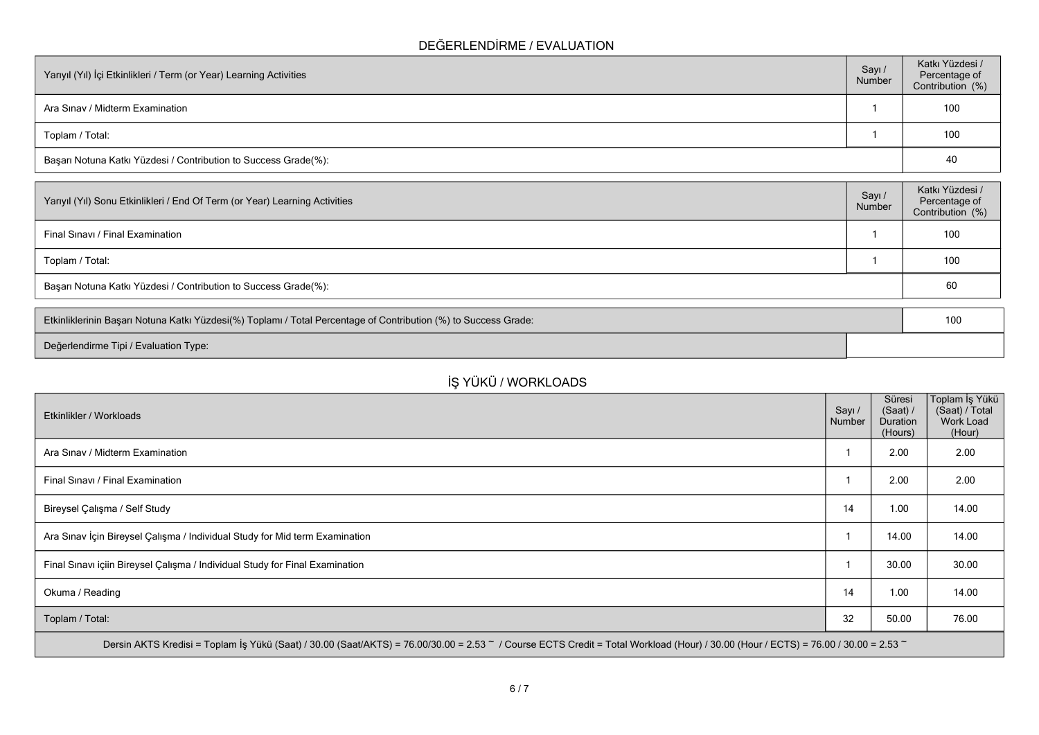## DEĞERLENDİRME / EVALUATION

| Yarıyıl (Yıl) İçi Etkinlikleri / Term (or Year) Learning Activities | Sayı / Number | Katkı Yüzdesi / Percentage of Contribution (%) |
|---|---|---|
| Ara Sınav / Midterm Examination | 1 | 100 |
| Toplam / Total: | 1 | 100 |
| Başarı Notuna Katkı Yüzdesi / Contribution to Success Grade(%): | | 40 |

| Yarıyıl (Yıl) Sonu Etkinlikleri / End Of Term (or Year) Learning Activities | Sayı / Number | Katkı Yüzdesi / Percentage of Contribution (%) |
|---|---|---|
| Final Sınavı / Final Examination | 1 | 100 |
| Toplam / Total: | 1 | 100 |
| Başarı Notuna Katkı Yüzdesi / Contribution to Success Grade(%): | | 60 |

| | |
|---|---|
| Etkinliklerinin Başarı Notuna Katkı Yüzdesi(%) Toplamı / Total Percentage of Contribution (%) to Success Grade: | 100 |
| Değerlendirme Tipi / Evaluation Type: | |

## İŞ YÜKÜ / WORKLOADS

| Etkinlikler / Workloads | Sayı / Number | Süresi (Saat) / Duration (Hours) | Toplam İş Yükü (Saat) / Total Work Load (Hour) |
|---|---|---|---|
| Ara Sınav / Midterm Examination | 1 | 2.00 | 2.00 |
| Final Sınavı / Final Examination | 1 | 2.00 | 2.00 |
| Bireysel Çalışma / Self Study | 14 | 1.00 | 14.00 |
| Ara Sınav İçin Bireysel Çalışma / Individual Study for Mid term Examination | 1 | 14.00 | 14.00 |
| Final Sınavı içiin Bireysel Çalışma / Individual Study for Final Examination | 1 | 30.00 | 30.00 |
| Okuma / Reading | 14 | 1.00 | 14.00 |
| Toplam / Total: | 32 | 50.00 | 76.00 |

Dersin AKTS Kredisi = Toplam İş Yükü (Saat) / 30.00 (Saat/AKTS) = 76.00/30.00 = 2.53 ~ / Course ECTS Credit = Total Workload (Hour) / 30.00 (Hour / ECTS) = 76.00 / 30.00 = 2.53 ~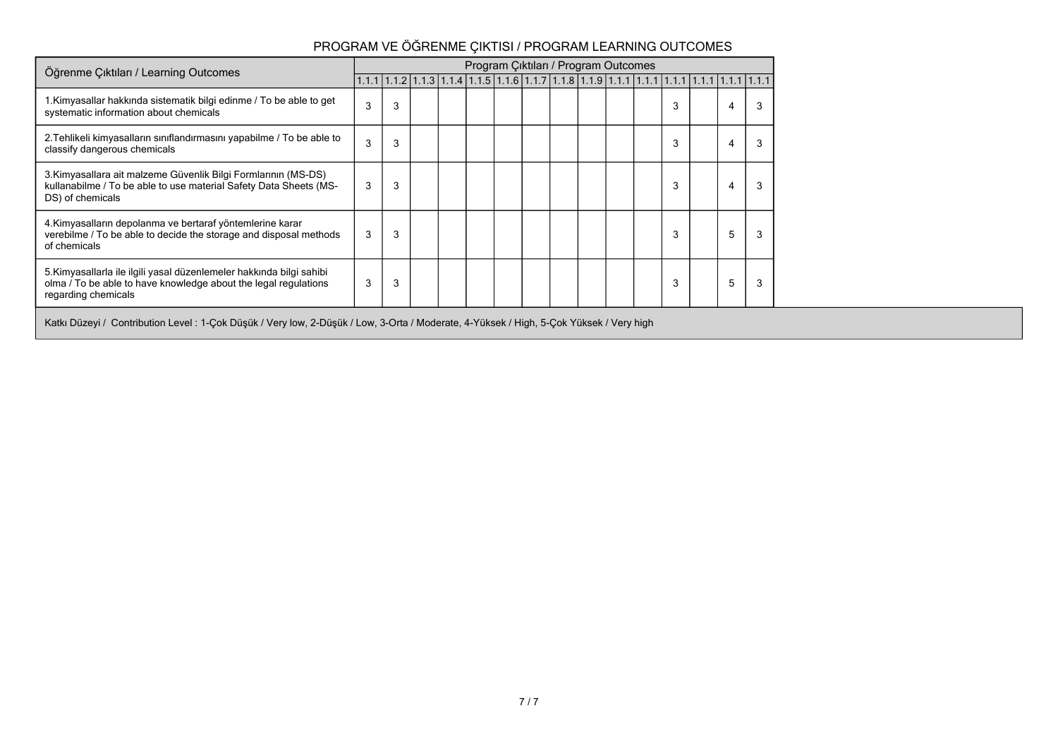# PROGRAM VE ÖĞRENME ÇIKTISI / PROGRAM LEARNING OUTCOMES

| Öğrenme Çıktıları / Learning Outcomes | Program Çıktıları / Program Outcomes | | | | | | | | | | | | | | |
|---|---|---|---|---|---|---|---|---|---|---|---|---|---|---|---|
| | 1.1.1 | 1.1.2 | 1.1.3 | 1.1.4 | 1.1.5 | 1.1.6 | 1.1.7 | 1.1.8 | 1.1.9 | 1.1.1 | 1.1.1 | 1.1.1 | 1.1.1 | 1.1.1 | 1.1.1 |
| 1.Kimyasallar hakkında sistematik bilgi edinme / To be able to get systematic information about chemicals | 3 | 3 | | | | | | | | | | 3 | | 4 | 3 |
| 2.Tehlikeli kimyasalların sınıflandırmasını yapabilme / To be able to classify dangerous chemicals | 3 | 3 | | | | | | | | | | 3 | | 4 | 3 |
| 3.Kimyasallara ait malzeme Güvenlik Bilgi Formlarının (MS-DS) kullanabilme / To be able to use material Safety Data Sheets (MS-DS) of chemicals | 3 | 3 | | | | | | | | | | 3 | | 4 | 3 |
| 4.Kimyasalların depolanma ve bertaraf yöntemlerine karar verebilme / To be able to decide the storage and disposal methods of chemicals | 3 | 3 | | | | | | | | | | 3 | | 5 | 3 |
| 5.Kimyasallarla ile ilgili yasal düzenlemeler hakkında bilgi sahibi olma / To be able to have knowledge about the legal regulations regarding chemicals | 3 | 3 | | | | | | | | | | 3 | | 5 | 3 |

Katkı Düzeyi / Contribution Level : 1-Çok Düşük / Very low, 2-Düşük / Low, 3-Orta / Moderate, 4-Yüksek / High, 5-Çok Yüksek / Very high